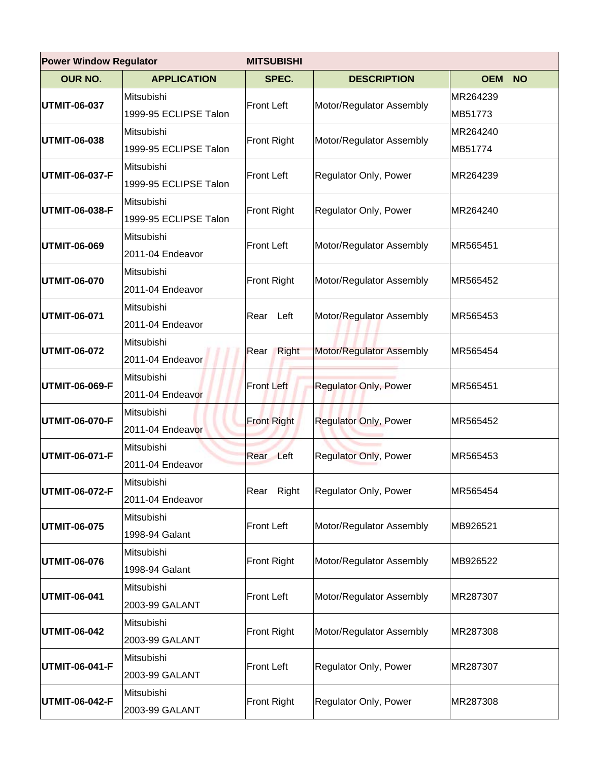| Power Window Regulator | | MITSUBISHI | | |
|---|---|---|---|---|
| **OUR NO.** | **APPLICATION** | **SPEC.** | **DESCRIPTION** | **OEM NO** |
| **UTMIT-06-037** | Mitsubishi 1999-95 ECLIPSE Talon | Front Left | Motor/Regulator Assembly | MR264239 MB51773 |
| **UTMIT-06-038** | Mitsubishi 1999-95 ECLIPSE Talon | Front Right | Motor/Regulator Assembly | MR264240 MB51774 |
| **UTMIT-06-037-F** | Mitsubishi 1999-95 ECLIPSE Talon | Front Left | Regulator Only, Power | MR264239 |
| **UTMIT-06-038-F** | Mitsubishi 1999-95 ECLIPSE Talon | Front Right | Regulator Only, Power | MR264240 |
| **UTMIT-06-069** | Mitsubishi 2011-04 Endeavor | Front Left | Motor/Regulator Assembly | MR565451 |
| **UTMIT-06-070** | Mitsubishi 2011-04 Endeavor | Front Right | Motor/Regulator Assembly | MR565452 |
| **UTMIT-06-071** | Mitsubishi 2011-04 Endeavor | Rear Left | Motor/Regulator Assembly | MR565453 |
| **UTMIT-06-072** | Mitsubishi 2011-04 Endeavor | Rear Right | Motor/Regulator Assembly | MR565454 |
| **UTMIT-06-069-F** | Mitsubishi 2011-04 Endeavor | Front Left | Regulator Only, Power | MR565451 |
| **UTMIT-06-070-F** | Mitsubishi 2011-04 Endeavor | Front Right | Regulator Only, Power | MR565452 |
| **UTMIT-06-071-F** | Mitsubishi 2011-04 Endeavor | Rear Left | Regulator Only, Power | MR565453 |
| **UTMIT-06-072-F** | Mitsubishi 2011-04 Endeavor | Rear Right | Regulator Only, Power | MR565454 |
| **UTMIT-06-075** | Mitsubishi 1998-94 Galant | Front Left | Motor/Regulator Assembly | MB926521 |
| **UTMIT-06-076** | Mitsubishi 1998-94 Galant | Front Right | Motor/Regulator Assembly | MB926522 |
| **UTMIT-06-041** | Mitsubishi 2003-99 GALANT | Front Left | Motor/Regulator Assembly | MR287307 |
| **UTMIT-06-042** | Mitsubishi 2003-99 GALANT | Front Right | Motor/Regulator Assembly | MR287308 |
| **UTMIT-06-041-F** | Mitsubishi 2003-99 GALANT | Front Left | Regulator Only, Power | MR287307 |
| **UTMIT-06-042-F** | Mitsubishi 2003-99 GALANT | Front Right | Regulator Only, Power | MR287308 |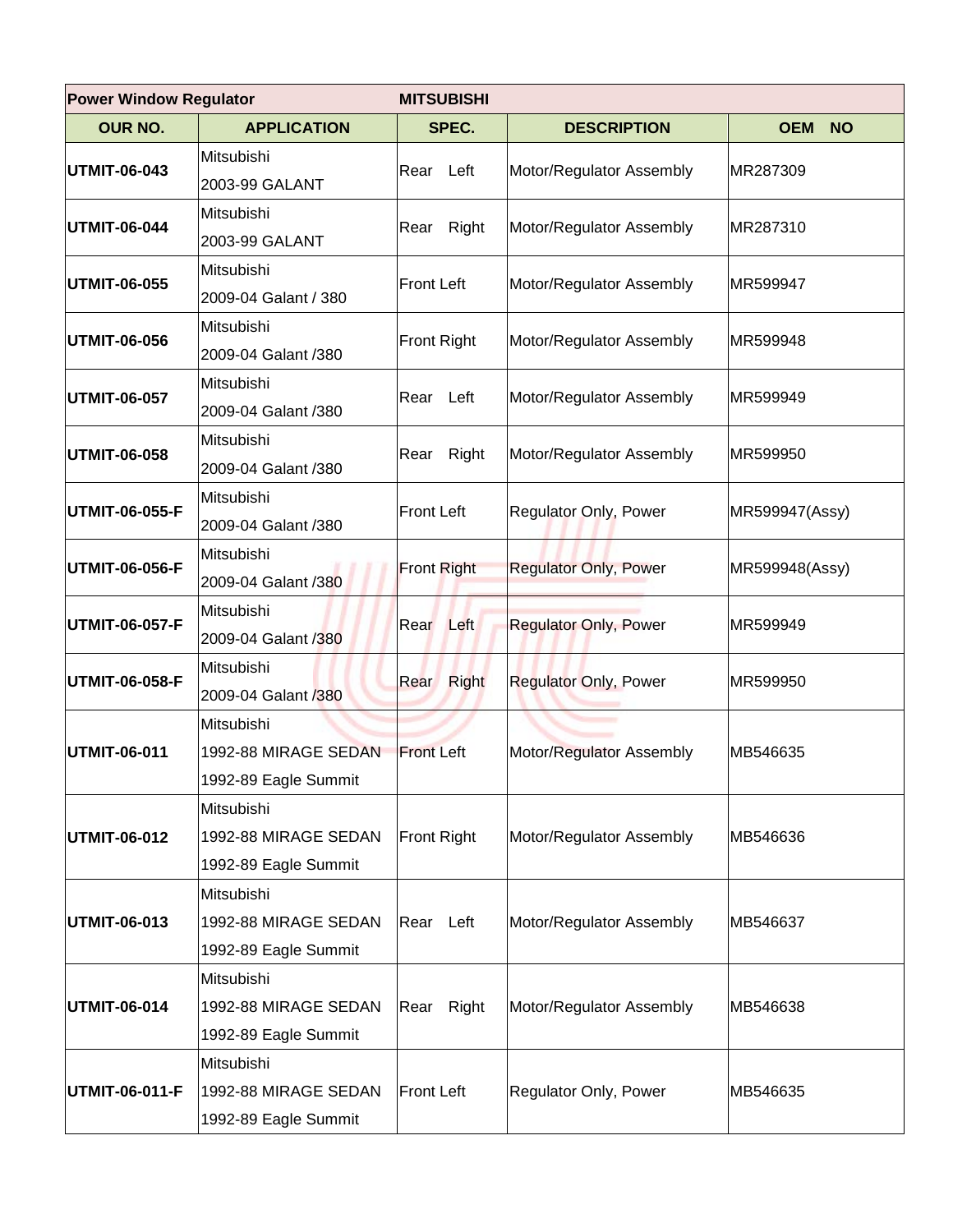| Power Window Regulator | | MITSUBISHI | | |
|---|---|---|---|---|
| **OUR NO.** | **APPLICATION** | **SPEC.** | **DESCRIPTION** | **OEM NO** |
| **UTMIT-06-043** | Mitsubishi 2003-99 GALANT | Rear Left | Motor/Regulator Assembly | MR287309 |
| **UTMIT-06-044** | Mitsubishi 2003-99 GALANT | Rear Right | Motor/Regulator Assembly | MR287310 |
| **UTMIT-06-055** | Mitsubishi 2009-04 Galant / 380 | Front Left | Motor/Regulator Assembly | MR599947 |
| **UTMIT-06-056** | Mitsubishi 2009-04 Galant /380 | Front Right | Motor/Regulator Assembly | MR599948 |
| **UTMIT-06-057** | Mitsubishi 2009-04 Galant /380 | Rear Left | Motor/Regulator Assembly | MR599949 |
| **UTMIT-06-058** | Mitsubishi 2009-04 Galant /380 | Rear Right | Motor/Regulator Assembly | MR599950 |
| **UTMIT-06-055-F** | Mitsubishi 2009-04 Galant /380 | Front Left | Regulator Only, Power | MR599947(Assy) |
| **UTMIT-06-056-F** | Mitsubishi 2009-04 Galant /380 | Front Right | Regulator Only, Power | MR599948(Assy) |
| **UTMIT-06-057-F** | Mitsubishi 2009-04 Galant /380 | Rear Left | Regulator Only, Power | MR599949 |
| **UTMIT-06-058-F** | Mitsubishi 2009-04 Galant /380 | Rear Right | Regulator Only, Power | MR599950 |
| **UTMIT-06-011** | Mitsubishi 1992-88 MIRAGE SEDAN 1992-89 Eagle Summit | Front Left | Motor/Regulator Assembly | MB546635 |
| **UTMIT-06-012** | Mitsubishi 1992-88 MIRAGE SEDAN 1992-89 Eagle Summit | Front Right | Motor/Regulator Assembly | MB546636 |
| **UTMIT-06-013** | Mitsubishi 1992-88 MIRAGE SEDAN 1992-89 Eagle Summit | Rear Left | Motor/Regulator Assembly | MB546637 |
| **UTMIT-06-014** | Mitsubishi 1992-88 MIRAGE SEDAN 1992-89 Eagle Summit | Rear Right | Motor/Regulator Assembly | MB546638 |
| **UTMIT-06-011-F** | Mitsubishi 1992-88 MIRAGE SEDAN 1992-89 Eagle Summit | Front Left | Regulator Only, Power | MB546635 |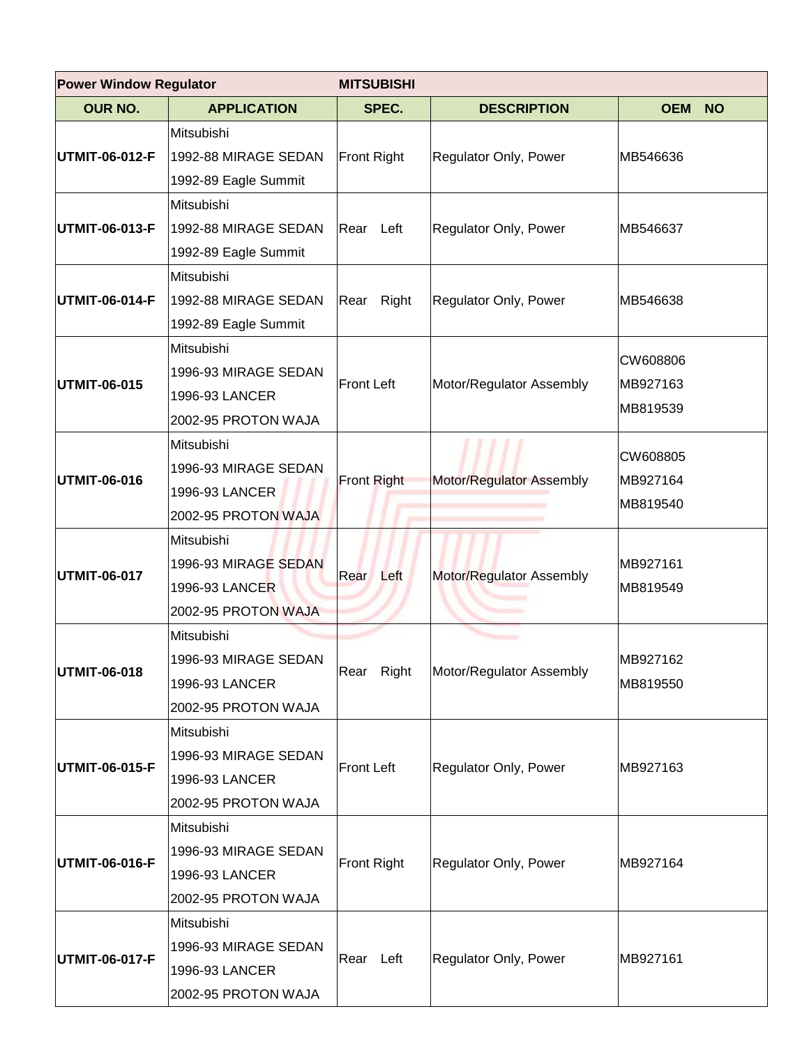| Power Window Regulator | | MITSUBISHI | | |
|---|---|---|---|---|
| **OUR NO.** | **APPLICATION** | **SPEC.** | **DESCRIPTION** | **OEM NO** |
| **UTMIT-06-012-F** | Mitsubishi<br>1992-88 MIRAGE SEDAN<br>1992-89 Eagle Summit | Front Right | Regulator Only, Power | MB546636 |
| **UTMIT-06-013-F** | Mitsubishi<br>1992-88 MIRAGE SEDAN<br>1992-89 Eagle Summit | Rear Left | Regulator Only, Power | MB546637 |
| **UTMIT-06-014-F** | Mitsubishi<br>1992-88 MIRAGE SEDAN<br>1992-89 Eagle Summit | Rear Right | Regulator Only, Power | MB546638 |
| **UTMIT-06-015** | Mitsubishi<br>1996-93 MIRAGE SEDAN<br>1996-93 LANCER<br>2002-95 PROTON WAJA | Front Left | Motor/Regulator Assembly | CW608806<br>MB927163<br>MB819539 |
| **UTMIT-06-016** | Mitsubishi<br>1996-93 MIRAGE SEDAN<br>1996-93 LANCER<br>2002-95 PROTON WAJA | Front Right | Motor/Regulator Assembly | CW608805<br>MB927164<br>MB819540 |
| **UTMIT-06-017** | Mitsubishi<br>1996-93 MIRAGE SEDAN<br>1996-93 LANCER<br>2002-95 PROTON WAJA | Rear Left | Motor/Regulator Assembly | MB927161<br>MB819549 |
| **UTMIT-06-018** | Mitsubishi<br>1996-93 MIRAGE SEDAN<br>1996-93 LANCER<br>2002-95 PROTON WAJA | Rear Right | Motor/Regulator Assembly | MB927162<br>MB819550 |
| **UTMIT-06-015-F** | Mitsubishi<br>1996-93 MIRAGE SEDAN<br>1996-93 LANCER<br>2002-95 PROTON WAJA | Front Left | Regulator Only, Power | MB927163 |
| **UTMIT-06-016-F** | Mitsubishi<br>1996-93 MIRAGE SEDAN<br>1996-93 LANCER<br>2002-95 PROTON WAJA | Front Right | Regulator Only, Power | MB927164 |
| **UTMIT-06-017-F** | Mitsubishi<br>1996-93 MIRAGE SEDAN<br>1996-93 LANCER<br>2002-95 PROTON WAJA | Rear Left | Regulator Only, Power | MB927161 |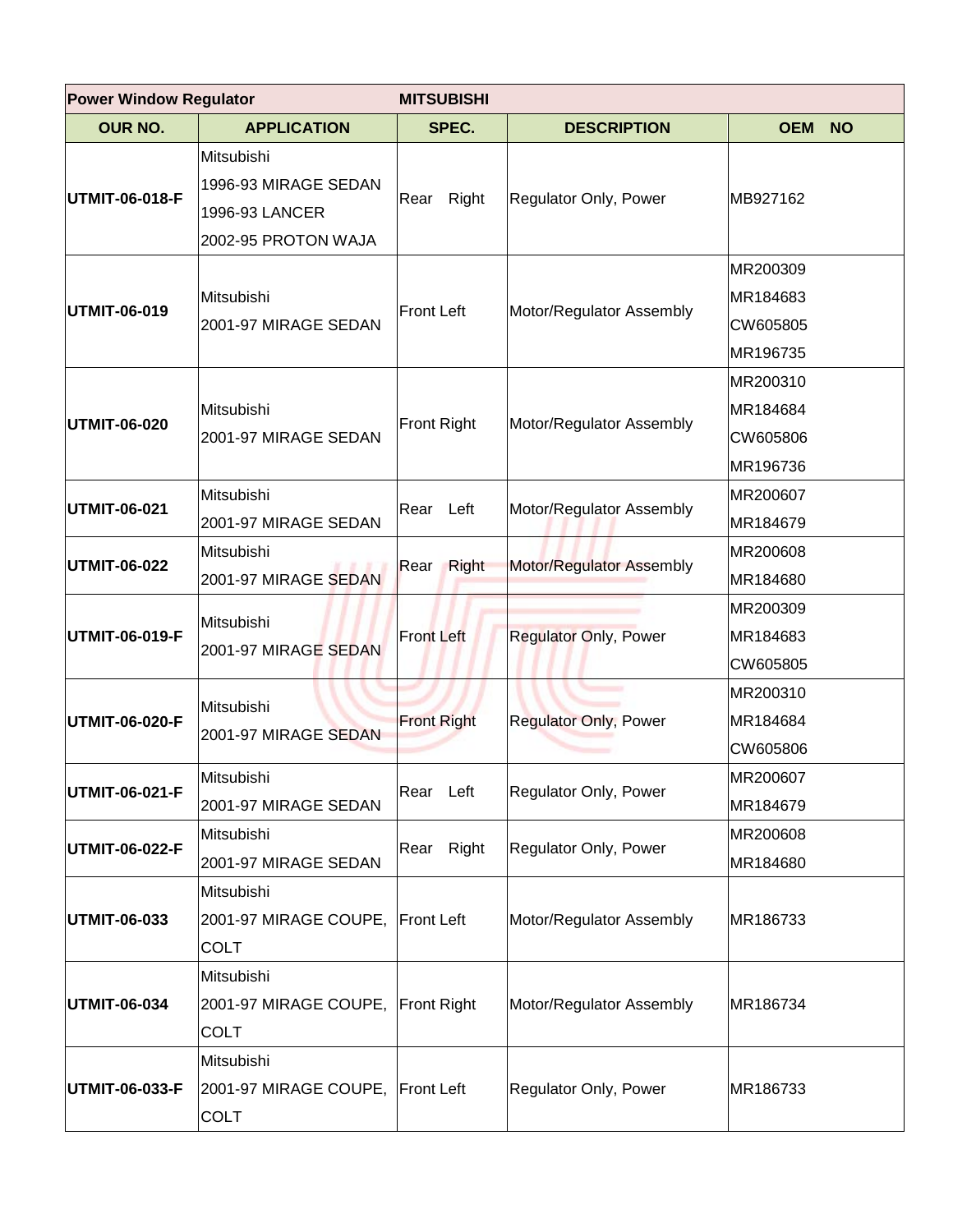| Power Window Regulator | MITSUBISHI | | | |
|---|---|---|---|---|
| **OUR NO.** | **APPLICATION** | **SPEC.** | **DESCRIPTION** | **OEM NO** |
| **UTMIT-06-018-F** | Mitsubishi<br>1996-93 MIRAGE SEDAN<br>1996-93 LANCER<br>2002-95 PROTON WAJA | Rear Right | Regulator Only, Power | MB927162 |
| **UTMIT-06-019** | Mitsubishi<br>2001-97 MIRAGE SEDAN | Front Left | Motor/Regulator Assembly | MR200309<br>MR184683<br>CW605805<br>MR196735 |
| **UTMIT-06-020** | Mitsubishi<br>2001-97 MIRAGE SEDAN | Front Right | Motor/Regulator Assembly | MR200310<br>MR184684<br>CW605806<br>MR196736 |
| **UTMIT-06-021** | Mitsubishi<br>2001-97 MIRAGE SEDAN | Rear Left | Motor/Regulator Assembly | MR200607<br>MR184679 |
| **UTMIT-06-022** | Mitsubishi<br>2001-97 MIRAGE SEDAN | Rear Right | Motor/Regulator Assembly | MR200608<br>MR184680 |
| **UTMIT-06-019-F** | Mitsubishi<br>2001-97 MIRAGE SEDAN | Front Left | Regulator Only, Power | MR200309<br>MR184683<br>CW605805 |
| **UTMIT-06-020-F** | Mitsubishi<br>2001-97 MIRAGE SEDAN | Front Right | Regulator Only, Power | MR200310<br>MR184684<br>CW605806 |
| **UTMIT-06-021-F** | Mitsubishi<br>2001-97 MIRAGE SEDAN | Rear Left | Regulator Only, Power | MR200607<br>MR184679 |
| **UTMIT-06-022-F** | Mitsubishi<br>2001-97 MIRAGE SEDAN | Rear Right | Regulator Only, Power | MR200608<br>MR184680 |
| **UTMIT-06-033** | Mitsubishi<br>2001-97 MIRAGE COUPE, COLT | Front Left | Motor/Regulator Assembly | MR186733 |
| **UTMIT-06-034** | Mitsubishi<br>2001-97 MIRAGE COUPE, COLT | Front Right | Motor/Regulator Assembly | MR186734 |
| **UTMIT-06-033-F** | Mitsubishi<br>2001-97 MIRAGE COUPE, COLT | Front Left | Regulator Only, Power | MR186733 |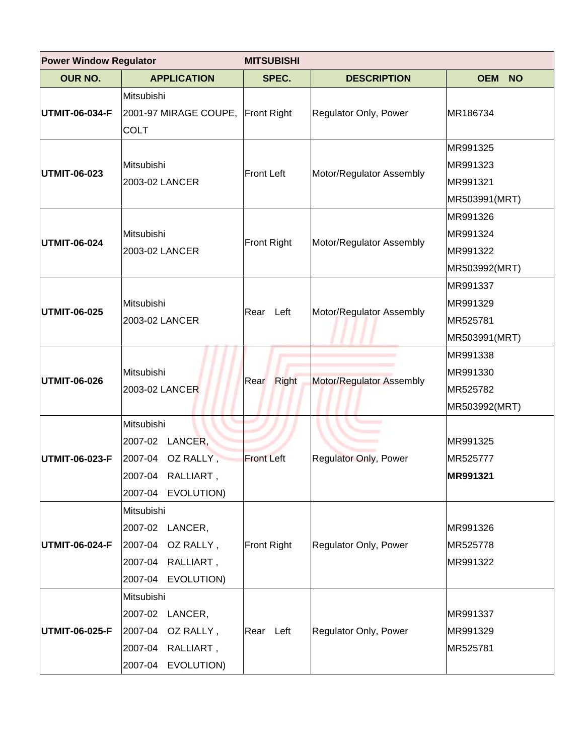| Power Window Regulator | | MITSUBISHI | | |
|---|---|---|---|---|
| **OUR NO.** | **APPLICATION** | **SPEC.** | **DESCRIPTION** | **OEM NO** |
| **UTMIT-06-034-F** | Mitsubishi<br>2001-97 MIRAGE COUPE, COLT | Front Right | Regulator Only, Power | MR186734 |
| **UTMIT-06-023** | Mitsubishi<br>2003-02 LANCER | Front Left | Motor/Regulator Assembly | MR991325<br>MR991323<br>MR991321<br>MR503991(MRT) |
| **UTMIT-06-024** | Mitsubishi<br>2003-02 LANCER | Front Right | Motor/Regulator Assembly | MR991326<br>MR991324<br>MR991322<br>MR503992(MRT) |
| **UTMIT-06-025** | Mitsubishi<br>2003-02 LANCER | Rear Left | Motor/Regulator Assembly | MR991337<br>MR991329<br>MR525781<br>MR503991(MRT) |
| **UTMIT-06-026** | Mitsubishi<br>2003-02 LANCER | Rear Right | Motor/Regulator Assembly | MR991338<br>MR991330<br>MR525782<br>MR503992(MRT) |
| **UTMIT-06-023-F** | Mitsubishi<br>2007-02 LANCER,<br>2007-04 OZ RALLY ,<br>2007-04 RALLIART ,<br>2007-04 EVOLUTION) | Front Left | Regulator Only, Power | MR991325<br>MR525777<br>**MR991321** |
| **UTMIT-06-024-F** | Mitsubishi<br>2007-02 LANCER,<br>2007-04 OZ RALLY ,<br>2007-04 RALLIART ,<br>2007-04 EVOLUTION) | Front Right | Regulator Only, Power | MR991326<br>MR525778<br>MR991322 |
| **UTMIT-06-025-F** | Mitsubishi<br>2007-02 LANCER,<br>2007-04 OZ RALLY ,<br>2007-04 RALLIART ,<br>2007-04 EVOLUTION) | Rear Left | Regulator Only, Power | MR991337<br>MR991329<br>MR525781 |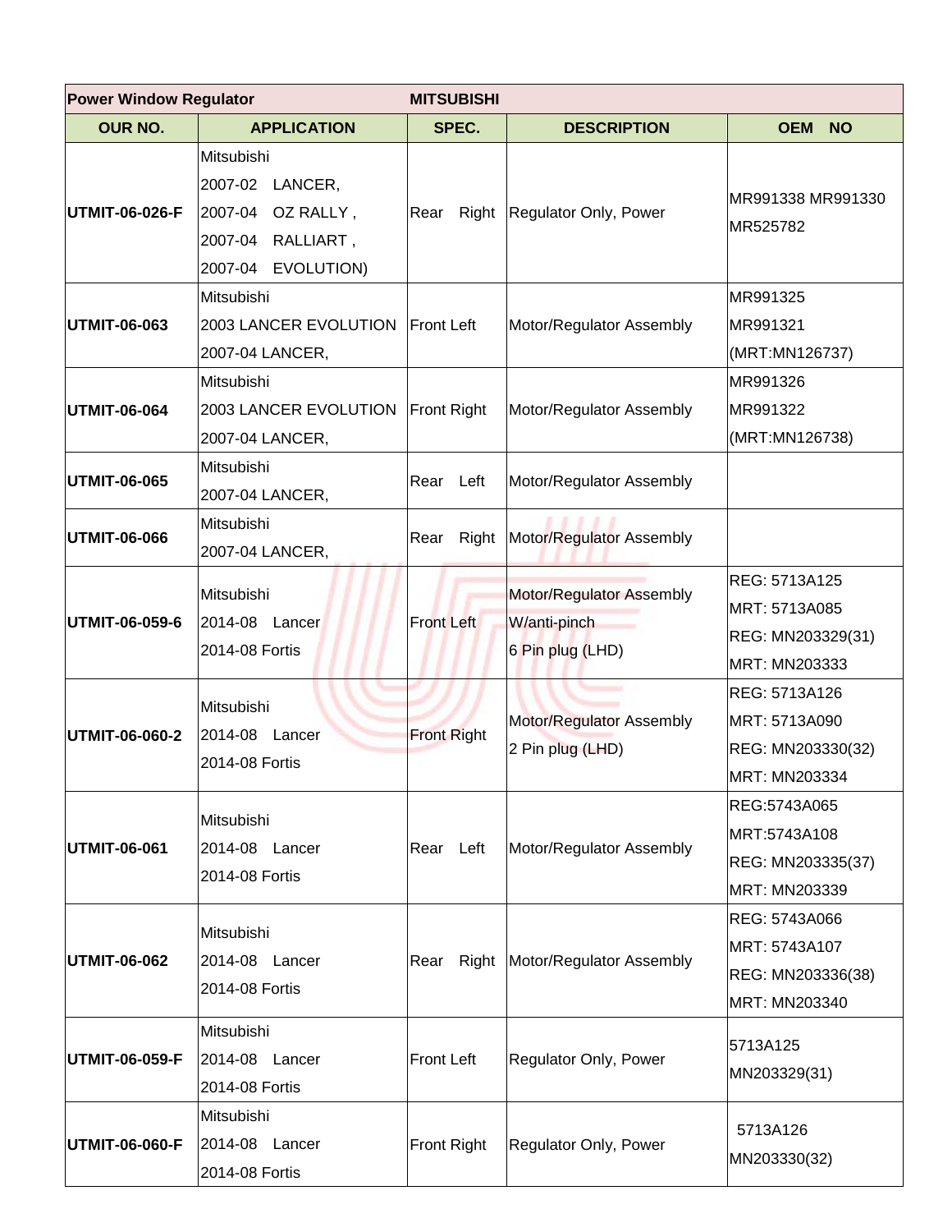| Power Window Regulator | | MITSUBISHI | | |
|---|---|---|---|---|
| **OUR NO.** | **APPLICATION** | **SPEC.** | **DESCRIPTION** | **OEM NO** |
| **UTMIT-06-026-F** | Mitsubishi<br>2007-02 LANCER,<br>2007-04 OZ RALLY ,<br>2007-04 RALLIART ,<br>2007-04 EVOLUTION) | Rear Right | Regulator Only, Power | MR991338 MR991330<br>MR525782 |
| **UTMIT-06-063** | Mitsubishi<br>2003 LANCER EVOLUTION<br>2007-04 LANCER, | Front Left | Motor/Regulator Assembly | MR991325<br>MR991321<br>(MRT:MN126737) |
| **UTMIT-06-064** | Mitsubishi<br>2003 LANCER EVOLUTION<br>2007-04 LANCER, | Front Right | Motor/Regulator Assembly | MR991326<br>MR991322<br>(MRT:MN126738) |
| **UTMIT-06-065** | Mitsubishi<br>2007-04 LANCER, | Rear Left | Motor/Regulator Assembly | |
| **UTMIT-06-066** | Mitsubishi<br>2007-04 LANCER, | Rear Right | Motor/Regulator Assembly | |
| **UTMIT-06-059-6** | Mitsubishi<br>2014-08 Lancer<br>2014-08 Fortis | Front Left | Motor/Regulator Assembly<br>W/anti-pinch<br>6 Pin plug (LHD) | REG: 5713A125<br>MRT: 5713A085<br>REG: MN203329(31)<br>MRT: MN203333 |
| **UTMIT-06-060-2** | Mitsubishi<br>2014-08 Lancer<br>2014-08 Fortis | Front Right | Motor/Regulator Assembly<br>2 Pin plug (LHD) | REG: 5713A126<br>MRT: 5713A090<br>REG: MN203330(32)<br>MRT: MN203334 |
| **UTMIT-06-061** | Mitsubishi<br>2014-08 Lancer<br>2014-08 Fortis | Rear Left | Motor/Regulator Assembly | REG:5743A065<br>MRT:5743A108<br>REG: MN203335(37)<br>MRT: MN203339 |
| **UTMIT-06-062** | Mitsubishi<br>2014-08 Lancer<br>2014-08 Fortis | Rear Right | Motor/Regulator Assembly | REG: 5743A066<br>MRT: 5743A107<br>REG: MN203336(38)<br>MRT: MN203340 |
| **UTMIT-06-059-F** | Mitsubishi<br>2014-08 Lancer<br>2014-08 Fortis | Front Left | Regulator Only, Power | 5713A125<br>MN203329(31) |
| **UTMIT-06-060-F** | Mitsubishi<br>2014-08 Lancer<br>2014-08 Fortis | Front Right | Regulator Only, Power | 5713A126<br>MN203330(32) |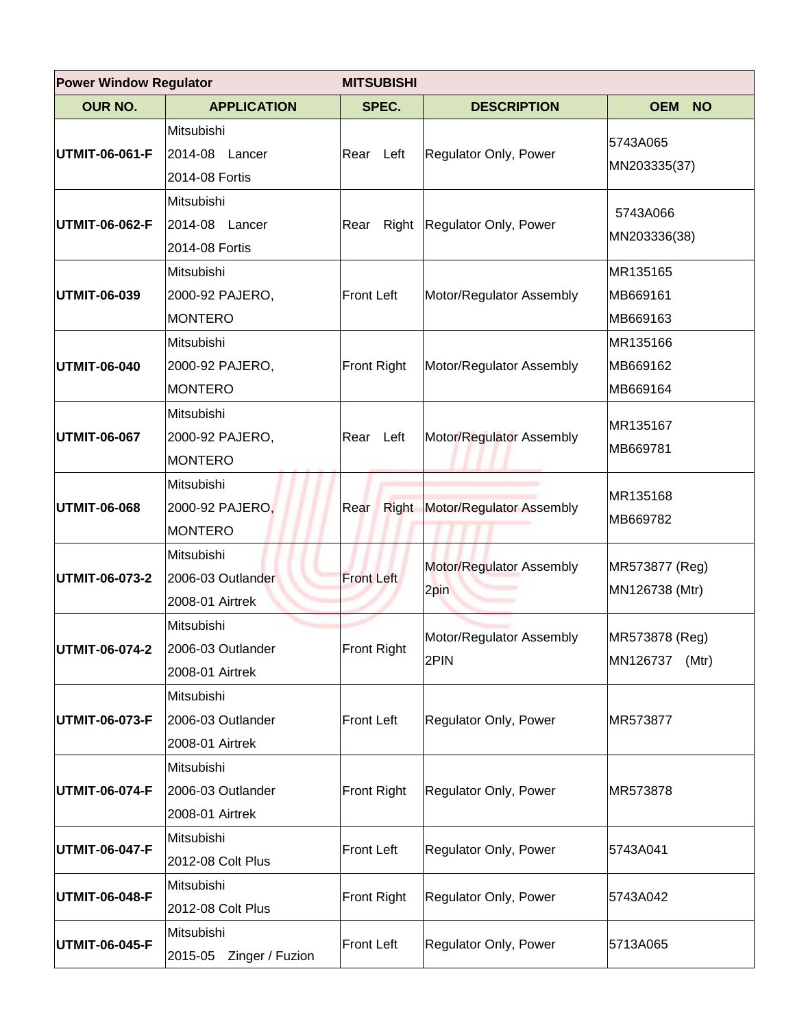| Power Window Regulator | | MITSUBISHI | | |
|---|---|---|---|---|
| **OUR NO.** | **APPLICATION** | **SPEC.** | **DESCRIPTION** | **OEM NO** |
| **UTMIT-06-061-F** | Mitsubishi<br>2014-08 Lancer<br>2014-08 Fortis | Rear Left | Regulator Only, Power | 5743A065<br>MN203335(37) |
| **UTMIT-06-062-F** | Mitsubishi<br>2014-08 Lancer<br>2014-08 Fortis | Rear Right | Regulator Only, Power | 5743A066<br>MN203336(38) |
| **UTMIT-06-039** | Mitsubishi<br>2000-92 PAJERO,<br>MONTERO | Front Left | Motor/Regulator Assembly | MR135165<br>MB669161<br>MB669163 |
| **UTMIT-06-040** | Mitsubishi<br>2000-92 PAJERO,<br>MONTERO | Front Right | Motor/Regulator Assembly | MR135166<br>MB669162<br>MB669164 |
| **UTMIT-06-067** | Mitsubishi<br>2000-92 PAJERO,<br>MONTERO | Rear Left | Motor/Regulator Assembly | MR135167<br>MB669781 |
| **UTMIT-06-068** | Mitsubishi<br>2000-92 PAJERO,<br>MONTERO | Rear Right | Motor/Regulator Assembly | MR135168<br>MB669782 |
| **UTMIT-06-073-2** | Mitsubishi<br>2006-03 Outlander<br>2008-01 Airtrek | Front Left | Motor/Regulator Assembly<br>2pin | MR573877 (Reg)<br>MN126738 (Mtr) |
| **UTMIT-06-074-2** | Mitsubishi<br>2006-03 Outlander<br>2008-01 Airtrek | Front Right | Motor/Regulator Assembly<br>2PIN | MR573878 (Reg)<br>MN126737 (Mtr) |
| **UTMIT-06-073-F** | Mitsubishi<br>2006-03 Outlander<br>2008-01 Airtrek | Front Left | Regulator Only, Power | MR573877 |
| **UTMIT-06-074-F** | Mitsubishi<br>2006-03 Outlander<br>2008-01 Airtrek | Front Right | Regulator Only, Power | MR573878 |
| **UTMIT-06-047-F** | Mitsubishi<br>2012-08 Colt Plus | Front Left | Regulator Only, Power | 5743A041 |
| **UTMIT-06-048-F** | Mitsubishi<br>2012-08 Colt Plus | Front Right | Regulator Only, Power | 5743A042 |
| **UTMIT-06-045-F** | Mitsubishi<br>2015-05 Zinger / Fuzion | Front Left | Regulator Only, Power | 5713A065 |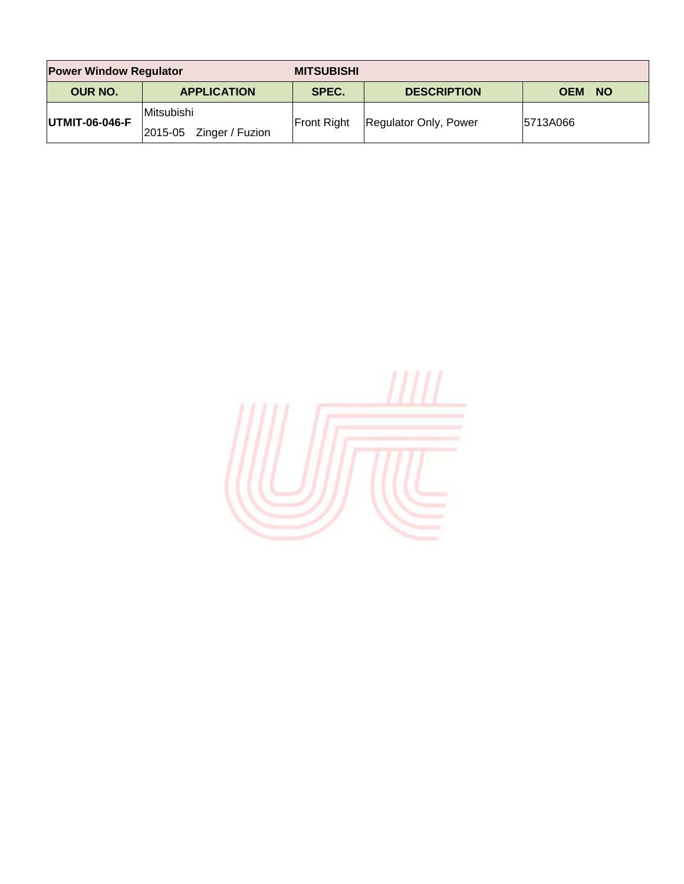| Power Window Regulator | | MITSUBISHI | | |
|---|---|---|---|---|
| **OUR NO.** | **APPLICATION** | **SPEC.** | **DESCRIPTION** | **OEM NO** |
| **UTMIT-06-046-F** | Mitsubishi<br>2015-05 Zinger / Fuzion | Front Right | Regulator Only, Power | 5713A066 |